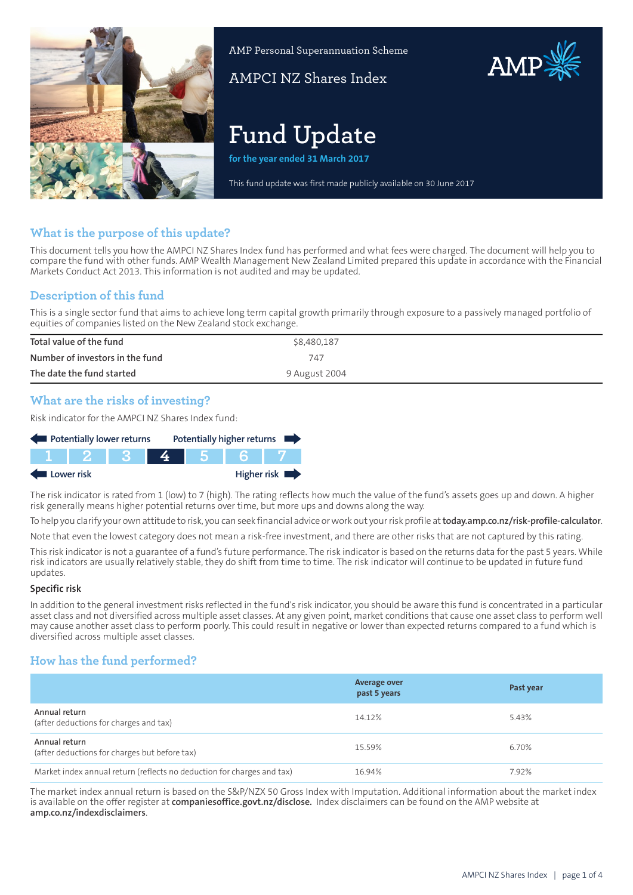AMP Personal Superannuation Scheme

AMPCI NZ Shares Index

# Fund Update

**for the year ended 31 March 2017**

This fund update was first made publicly available on 30 June 2017

## What is the purpose of this update?

This document tells you how the AMPCI NZ Shares Index fund has performed and what fees were charged. The document will help you to compare the fund with other funds. AMP Wealth Management New Zealand Limited prepared this update in accordance with the Financial Markets Conduct Act 2013. This information is not audited and may be updated.

## Description of this fund

This is a single sector fund that aims to achieve long term capital growth primarily through exposure to a passively managed portfolio of equities of companies listed on the New Zealand stock exchange.

| | |
|---|---|
| Total value of the fund | $8,480,187 |
| Number of investors in the fund | 747 |
| The date the fund started | 9 August 2004 |

## What are the risks of investing?

Risk indicator for the AMPCI NZ Shares Index fund:

Potentially lower returns ← → Potentially higher returns

| 1 | 2 | 3 | **4** | 5 | 6 | 7 |
|---|---|---|---|---|---|---|

Lower risk ← → Higher risk

The risk indicator is rated from 1 (low) to 7 (high). The rating reflects how much the value of the fund's assets goes up and down. A higher risk generally means higher potential returns over time, but more ups and downs along the way.

To help you clarify your own attitude to risk, you can seek financial advice or work out your risk profile at **today.amp.co.nz/risk-profile-calculator**.

Note that even the lowest category does not mean a risk-free investment, and there are other risks that are not captured by this rating.

This risk indicator is not a guarantee of a fund's future performance. The risk indicator is based on the returns data for the past 5 years. While risk indicators are usually relatively stable, they do shift from time to time. The risk indicator will continue to be updated in future fund updates.

### Specific risk

In addition to the general investment risks reflected in the fund's risk indicator, you should be aware this fund is concentrated in a particular asset class and not diversified across multiple asset classes. At any given point, market conditions that cause one asset class to perform well may cause another asset class to perform poorly. This could result in negative or lower than expected returns compared to a fund which is diversified across multiple asset classes.

## How has the fund performed?

| | Average over past 5 years | Past year |
|---|---|---|
| Annual return<br>(after deductions for charges and tax) | 14.12% | 5.43% |
| Annual return<br>(after deductions for charges but before tax) | 15.59% | 6.70% |
| Market index annual return (reflects no deduction for charges and tax) | 16.94% | 7.92% |

The market index annual return is based on the S&P/NZX 50 Gross Index with Imputation. Additional information about the market index is available on the offer register at **companiesoffice.govt.nz/disclose.** Index disclaimers can be found on the AMP website at **amp.co.nz/indexdisclaimers**.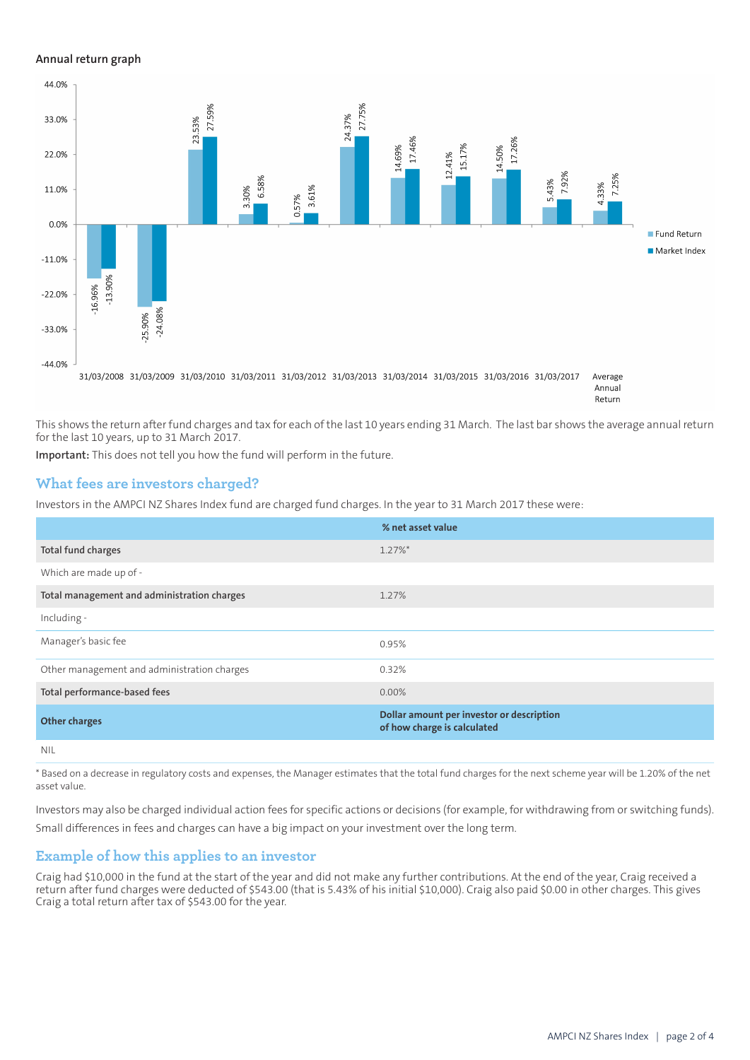**Annual return graph**

| | Fund Return | Market Index |
|---|---|---|
| 31/03/2008 | -16.96% | -13.90% |
| 31/03/2009 | -25.90% | -24.08% |
| 31/03/2010 | 23.53% | 27.59% |
| 31/03/2011 | 3.30% | 6.58% |
| 31/03/2012 | 0.57% | 3.61% |
| 31/03/2013 | 24.37% | 27.75% |
| 31/03/2014 | 14.69% | 17.46% |
| 31/03/2015 | 12.41% | 15.17% |
| 31/03/2016 | 14.50% | 17.26% |
| 31/03/2017 | 5.43% | 7.92% |
| Average Annual Return | 4.33% | 7.25% |

This shows the return after fund charges and tax for each of the last 10 years ending 31 March. The last bar shows the average annual return for the last 10 years, up to 31 March 2017.

**Important:** This does not tell you how the fund will perform in the future.

## What fees are investors charged?

Investors in the AMPCI NZ Shares Index fund are charged fund charges. In the year to 31 March 2017 these were:

| | % net asset value |
|---|---|
| **Total fund charges** | 1.27%* |
| Which are made up of - | |
| **Total management and administration charges** | 1.27% |
| Including - | |
| Manager's basic fee | 0.95% |
| Other management and administration charges | 0.32% |
| **Total performance-based fees** | 0.00% |
| **Other charges** | **Dollar amount per investor or description of how charge is calculated** |
| NIL | |

* Based on a decrease in regulatory costs and expenses, the Manager estimates that the total fund charges for the next scheme year will be 1.20% of the net asset value.

Investors may also be charged individual action fees for specific actions or decisions (for example, for withdrawing from or switching funds). Small differences in fees and charges can have a big impact on your investment over the long term.

## Example of how this applies to an investor

Craig had $10,000 in the fund at the start of the year and did not make any further contributions. At the end of the year, Craig received a return after fund charges were deducted of $543.00 (that is 5.43% of his initial $10,000). Craig also paid $0.00 in other charges. This gives Craig a total return after tax of $543.00 for the year.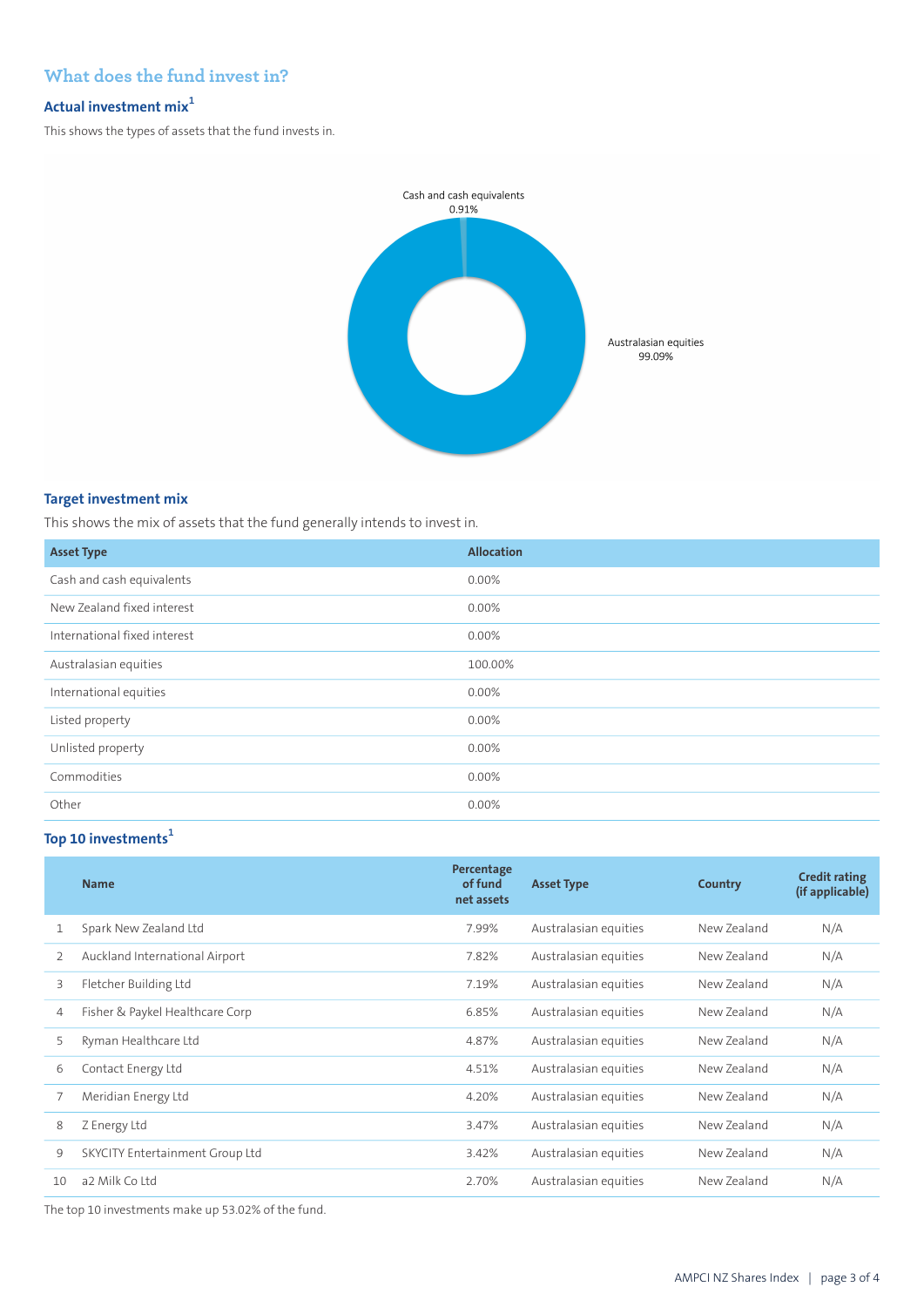## What does the fund invest in?

### Actual investment mix[1]

This shows the types of assets that the fund invests in.

Cash and cash equivalents
0.91%

Australasian equities
99.09%

### Target investment mix

This shows the mix of assets that the fund generally intends to invest in.

| Asset Type | Allocation |
|---|---|
| Cash and cash equivalents | 0.00% |
| New Zealand fixed interest | 0.00% |
| International fixed interest | 0.00% |
| Australasian equities | 100.00% |
| International equities | 0.00% |
| Listed property | 0.00% |
| Unlisted property | 0.00% |
| Commodities | 0.00% |
| Other | 0.00% |

### Top 10 investments[1]

| | Name | Percentage of fund net assets | Asset Type | Country | Credit rating (if applicable) |
|---|---|---|---|---|---|
| 1 | Spark New Zealand Ltd | 7.99% | Australasian equities | New Zealand | N/A |
| 2 | Auckland International Airport | 7.82% | Australasian equities | New Zealand | N/A |
| 3 | Fletcher Building Ltd | 7.19% | Australasian equities | New Zealand | N/A |
| 4 | Fisher & Paykel Healthcare Corp | 6.85% | Australasian equities | New Zealand | N/A |
| 5 | Ryman Healthcare Ltd | 4.87% | Australasian equities | New Zealand | N/A |
| 6 | Contact Energy Ltd | 4.51% | Australasian equities | New Zealand | N/A |
| 7 | Meridian Energy Ltd | 4.20% | Australasian equities | New Zealand | N/A |
| 8 | Z Energy Ltd | 3.47% | Australasian equities | New Zealand | N/A |
| 9 | SKYCITY Entertainment Group Ltd | 3.42% | Australasian equities | New Zealand | N/A |
| 10 | a2 Milk Co Ltd | 2.70% | Australasian equities | New Zealand | N/A |

The top 10 investments make up 53.02% of the fund.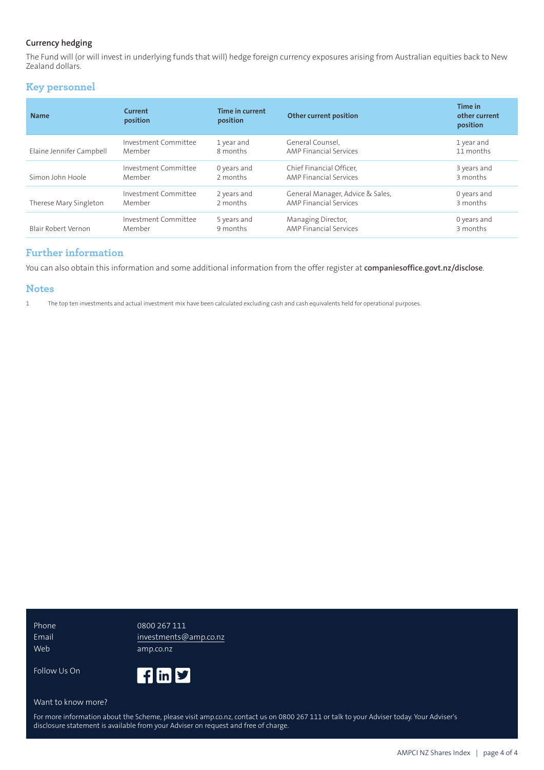#### Currency hedging

The Fund will (or will invest in underlying funds that will) hedge foreign currency exposures arising from Australian equities back to New Zealand dollars.

## Key personnel

| Name | Current position | Time in current position | Other current position | Time in other current position |
| --- | --- | --- | --- | --- |
| Elaine Jennifer Campbell | Investment Committee Member | 1 year and 8 months | General Counsel, AMP Financial Services | 1 year and 11 months |
| Simon John Hoole | Investment Committee Member | 0 years and 2 months | Chief Financial Officer, AMP Financial Services | 3 years and 3 months |
| Therese Mary Singleton | Investment Committee Member | 2 years and 2 months | General Manager, Advice & Sales, AMP Financial Services | 0 years and 3 months |
| Blair Robert Vernon | Investment Committee Member | 5 years and 9 months | Managing Director, AMP Financial Services | 0 years and 3 months |

## Further information

You can also obtain this information and some additional information from the offer register at **companiesoffice.govt.nz/disclose**.

## Notes

1 The top ten investments and actual investment mix have been calculated excluding cash and cash equivalents held for operational purposes.

Phone 0800 267 111
Email investments@amp.co.nz
Web amp.co.nz

Follow Us On

Want to know more?

For more information about the Scheme, please visit amp.co.nz, contact us on 0800 267 111 or talk to your Adviser today. Your Adviser's disclosure statement is available from your Adviser on request and free of charge.